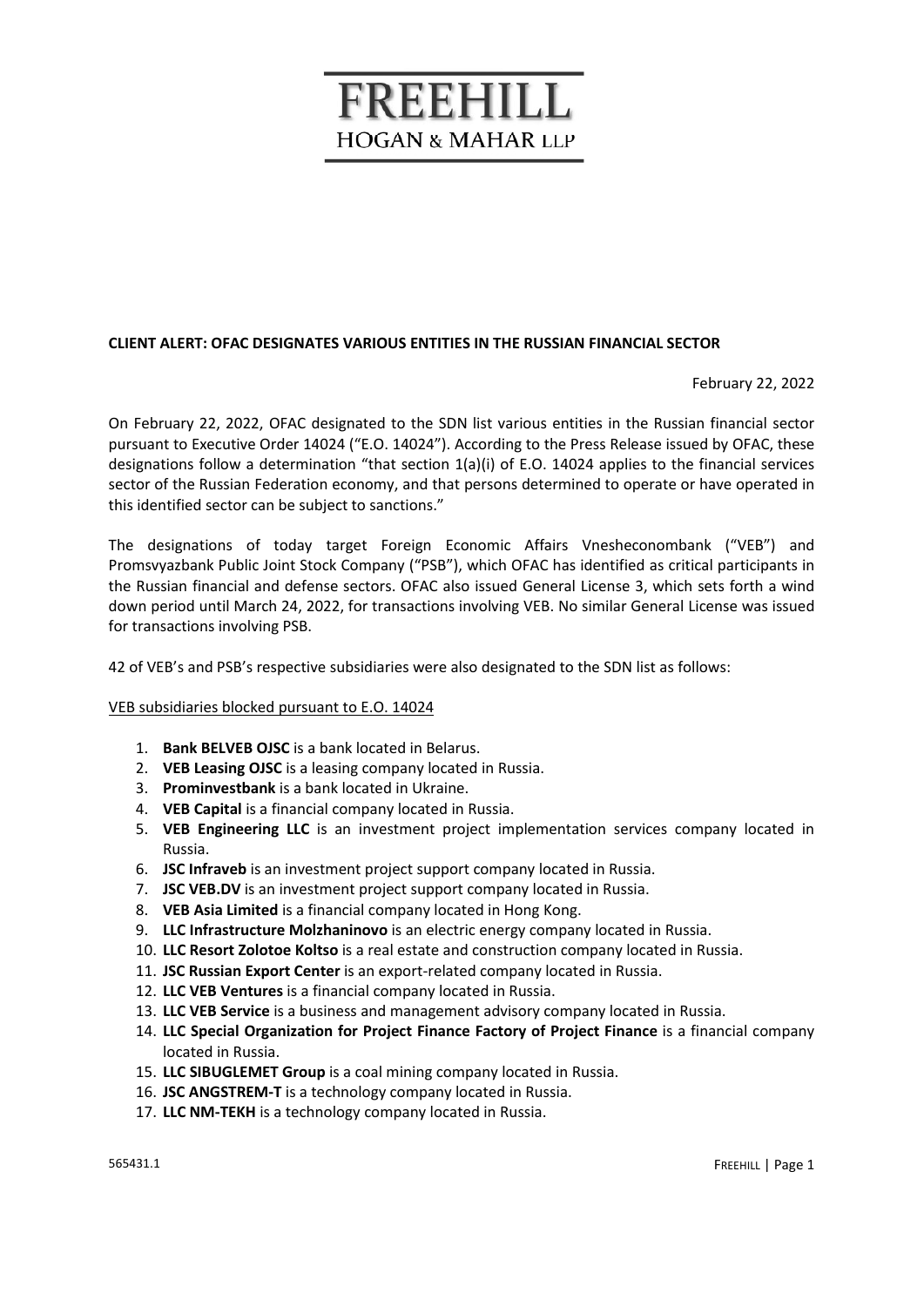# FREEHILL
## HOGAN & MAHAR LLP

**CLIENT ALERT: OFAC DESIGNATES VARIOUS ENTITIES IN THE RUSSIAN FINANCIAL SECTOR**

February 22, 2022

On February 22, 2022, OFAC designated to the SDN list various entities in the Russian financial sector pursuant to Executive Order 14024 ("E.O. 14024"). According to the Press Release issued by OFAC, these designations follow a determination "that section 1(a)(i) of E.O. 14024 applies to the financial services sector of the Russian Federation economy, and that persons determined to operate or have operated in this identified sector can be subject to sanctions."

The designations of today target Foreign Economic Affairs Vnesheconombank ("VEB") and Promsvyazbank Public Joint Stock Company ("PSB"), which OFAC has identified as critical participants in the Russian financial and defense sectors. OFAC also issued General License 3, which sets forth a wind down period until March 24, 2022, for transactions involving VEB. No similar General License was issued for transactions involving PSB.

42 of VEB's and PSB's respective subsidiaries were also designated to the SDN list as follows:

VEB subsidiaries blocked pursuant to E.O. 14024

1. **Bank BELVEB OJSC** is a bank located in Belarus.
2. **VEB Leasing OJSC** is a leasing company located in Russia.
3. **Prominvestbank** is a bank located in Ukraine.
4. **VEB Capital** is a financial company located in Russia.
5. **VEB Engineering LLC** is an investment project implementation services company located in Russia.
6. **JSC Infraveb** is an investment project support company located in Russia.
7. **JSC VEB.DV** is an investment project support company located in Russia.
8. **VEB Asia Limited** is a financial company located in Hong Kong.
9. **LLC Infrastructure Molzhaninovo** is an electric energy company located in Russia.
10. **LLC Resort Zolotoe Koltso** is a real estate and construction company located in Russia.
11. **JSC Russian Export Center** is an export-related company located in Russia.
12. **LLC VEB Ventures** is a financial company located in Russia.
13. **LLC VEB Service** is a business and management advisory company located in Russia.
14. **LLC Special Organization for Project Finance Factory of Project Finance** is a financial company located in Russia.
15. **LLC SIBUGLEMET Group** is a coal mining company located in Russia.
16. **JSC ANGSTREM-T** is a technology company located in Russia.
17. **LLC NM-TEKH** is a technology company located in Russia.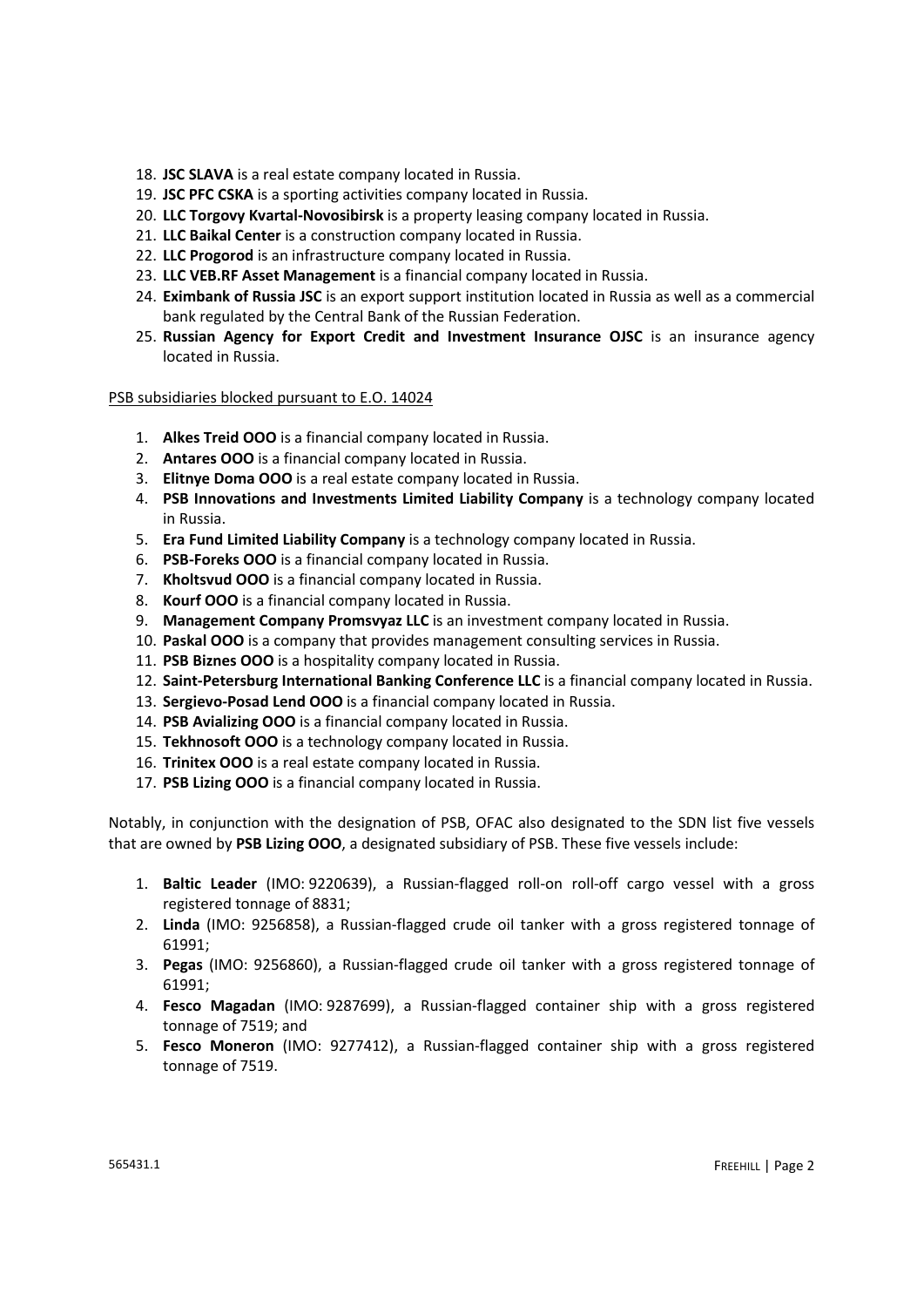18. **JSC SLAVA** is a real estate company located in Russia.
19. **JSC PFC CSKA** is a sporting activities company located in Russia.
20. **LLC Torgovy Kvartal-Novosibirsk** is a property leasing company located in Russia.
21. **LLC Baikal Center** is a construction company located in Russia.
22. **LLC Progorod** is an infrastructure company located in Russia.
23. **LLC VEB.RF Asset Management** is a financial company located in Russia.
24. **Eximbank of Russia JSC** is an export support institution located in Russia as well as a commercial bank regulated by the Central Bank of the Russian Federation.
25. **Russian Agency for Export Credit and Investment Insurance OJSC** is an insurance agency located in Russia.

<u>PSB subsidiaries blocked pursuant to E.O. 14024</u>

1. **Alkes Treid OOO** is a financial company located in Russia.
2. **Antares OOO** is a financial company located in Russia.
3. **Elitnye Doma OOO** is a real estate company located in Russia.
4. **PSB Innovations and Investments Limited Liability Company** is a technology company located in Russia.
5. **Era Fund Limited Liability Company** is a technology company located in Russia.
6. **PSB-Foreks OOO** is a financial company located in Russia.
7. **Kholtsvud OOO** is a financial company located in Russia.
8. **Kourf OOO** is a financial company located in Russia.
9. **Management Company Promsvyaz LLC** is an investment company located in Russia.
10. **Paskal OOO** is a company that provides management consulting services in Russia.
11. **PSB Biznes OOO** is a hospitality company located in Russia.
12. **Saint-Petersburg International Banking Conference LLC** is a financial company located in Russia.
13. **Sergievo-Posad Lend OOO** is a financial company located in Russia.
14. **PSB Avializing OOO** is a financial company located in Russia.
15. **Tekhnosoft OOO** is a technology company located in Russia.
16. **Trinitex OOO** is a real estate company located in Russia.
17. **PSB Lizing OOO** is a financial company located in Russia.

Notably, in conjunction with the designation of PSB, OFAC also designated to the SDN list five vessels that are owned by **PSB Lizing OOO**, a designated subsidiary of PSB. These five vessels include:

1. **Baltic Leader** (IMO: 9220639), a Russian-flagged roll-on roll-off cargo vessel with a gross registered tonnage of 8831;
2. **Linda** (IMO: 9256858), a Russian-flagged crude oil tanker with a gross registered tonnage of 61991;
3. **Pegas** (IMO: 9256860), a Russian-flagged crude oil tanker with a gross registered tonnage of 61991;
4. **Fesco Magadan** (IMO: 9287699), a Russian-flagged container ship with a gross registered tonnage of 7519; and
5. **Fesco Moneron** (IMO: 9277412), a Russian-flagged container ship with a gross registered tonnage of 7519.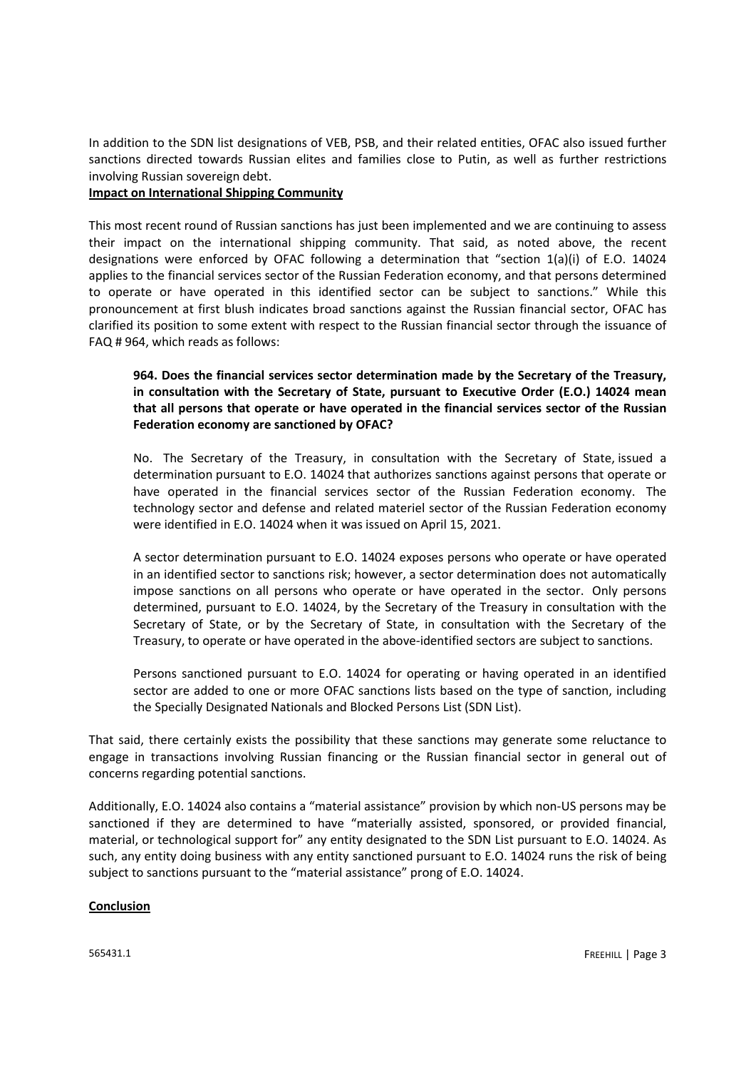In addition to the SDN list designations of VEB, PSB, and their related entities, OFAC also issued further sanctions directed towards Russian elites and families close to Putin, as well as further restrictions involving Russian sovereign debt.

**Impact on International Shipping Community**

This most recent round of Russian sanctions has just been implemented and we are continuing to assess their impact on the international shipping community. That said, as noted above, the recent designations were enforced by OFAC following a determination that "section 1(a)(i) of E.O. 14024 applies to the financial services sector of the Russian Federation economy, and that persons determined to operate or have operated in this identified sector can be subject to sanctions." While this pronouncement at first blush indicates broad sanctions against the Russian financial sector, OFAC has clarified its position to some extent with respect to the Russian financial sector through the issuance of FAQ # 964, which reads as follows:

> **964. Does the financial services sector determination made by the Secretary of the Treasury, in consultation with the Secretary of State, pursuant to Executive Order (E.O.) 14024 mean that all persons that operate or have operated in the financial services sector of the Russian Federation economy are sanctioned by OFAC?**
>
> No. The Secretary of the Treasury, in consultation with the Secretary of State, issued a determination pursuant to E.O. 14024 that authorizes sanctions against persons that operate or have operated in the financial services sector of the Russian Federation economy. The technology sector and defense and related materiel sector of the Russian Federation economy were identified in E.O. 14024 when it was issued on April 15, 2021.
>
> A sector determination pursuant to E.O. 14024 exposes persons who operate or have operated in an identified sector to sanctions risk; however, a sector determination does not automatically impose sanctions on all persons who operate or have operated in the sector. Only persons determined, pursuant to E.O. 14024, by the Secretary of the Treasury in consultation with the Secretary of State, or by the Secretary of State, in consultation with the Secretary of the Treasury, to operate or have operated in the above-identified sectors are subject to sanctions.
>
> Persons sanctioned pursuant to E.O. 14024 for operating or having operated in an identified sector are added to one or more OFAC sanctions lists based on the type of sanction, including the Specially Designated Nationals and Blocked Persons List (SDN List).

That said, there certainly exists the possibility that these sanctions may generate some reluctance to engage in transactions involving Russian financing or the Russian financial sector in general out of concerns regarding potential sanctions.

Additionally, E.O. 14024 also contains a "material assistance" provision by which non-US persons may be sanctioned if they are determined to have "materially assisted, sponsored, or provided financial, material, or technological support for" any entity designated to the SDN List pursuant to E.O. 14024. As such, any entity doing business with any entity sanctioned pursuant to E.O. 14024 runs the risk of being subject to sanctions pursuant to the "material assistance" prong of E.O. 14024.

**Conclusion**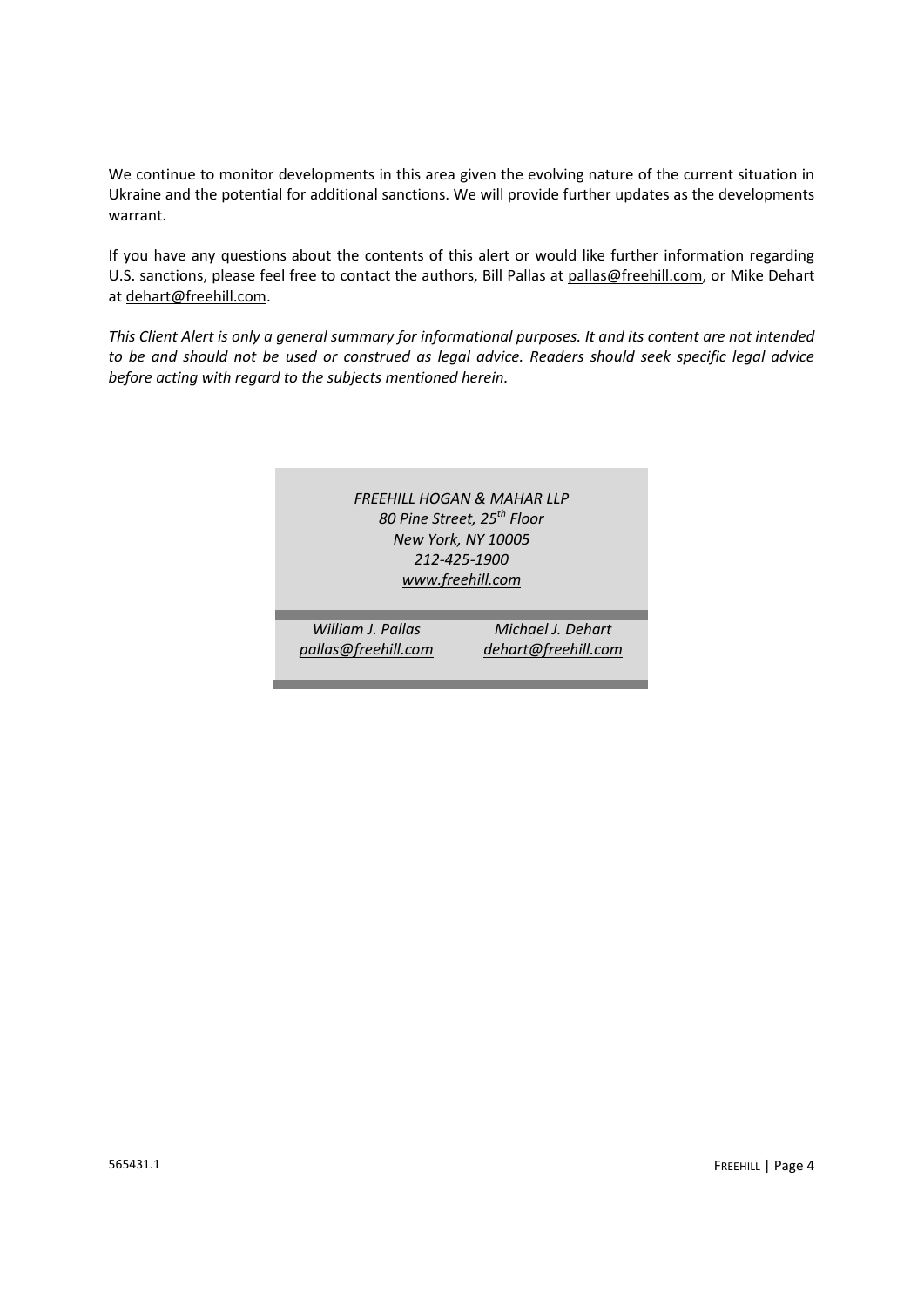We continue to monitor developments in this area given the evolving nature of the current situation in Ukraine and the potential for additional sanctions. We will provide further updates as the developments warrant.

If you have any questions about the contents of this alert or would like further information regarding U.S. sanctions, please feel free to contact the authors, Bill Pallas at pallas@freehill.com, or Mike Dehart at dehart@freehill.com.

*This Client Alert is only a general summary for informational purposes. It and its content are not intended to be and should not be used or construed as legal advice. Readers should seek specific legal advice before acting with regard to the subjects mentioned herein.*

*FREEHILL HOGAN & MAHAR LLP*
*80 Pine Street, 25th Floor*
*New York, NY 10005*
*212-425-1900*
*www.freehill.com*

| | |
|---|---|
| *William J. Pallas* | *Michael J. Dehart* |
| *pallas@freehill.com* | *dehart@freehill.com* |